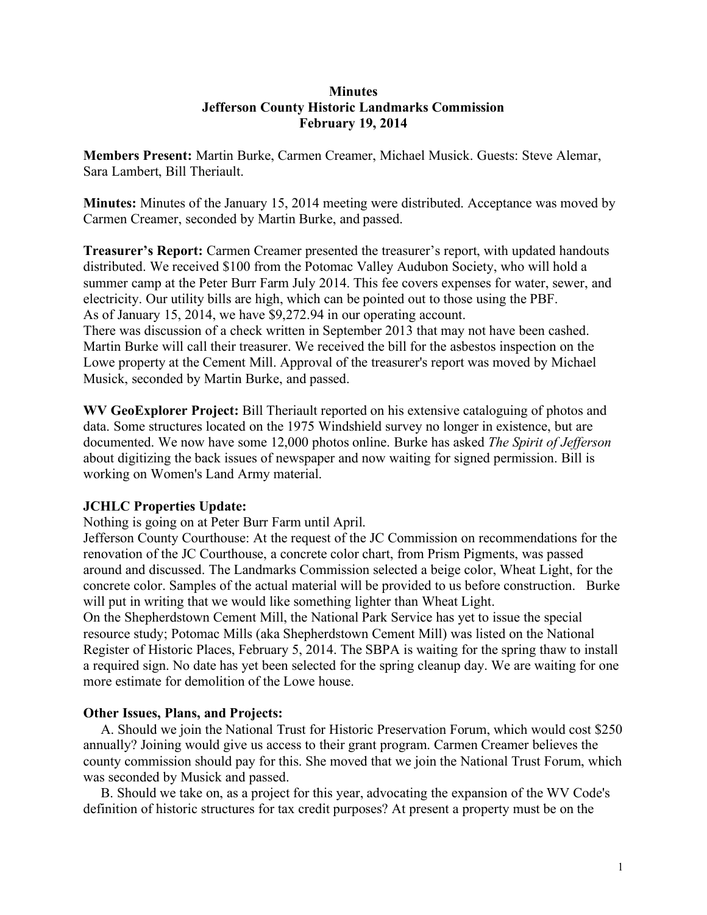**Minutes**
**Jefferson County Historic Landmarks Commission**
**February 19, 2014**

**Members Present:** Martin Burke, Carmen Creamer, Michael Musick. Guests: Steve Alemar, Sara Lambert, Bill Theriault.

**Minutes:** Minutes of the January 15, 2014 meeting were distributed. Acceptance was moved by Carmen Creamer, seconded by Martin Burke, and passed.

**Treasurer's Report:** Carmen Creamer presented the treasurer's report, with updated handouts distributed. We received $100 from the Potomac Valley Audubon Society, who will hold a summer camp at the Peter Burr Farm July 2014. This fee covers expenses for water, sewer, and electricity. Our utility bills are high, which can be pointed out to those using the PBF.
As of January 15, 2014, we have $9,272.94 in our operating account.
There was discussion of a check written in September 2013 that may not have been cashed. Martin Burke will call their treasurer. We received the bill for the asbestos inspection on the Lowe property at the Cement Mill. Approval of the treasurer's report was moved by Michael Musick, seconded by Martin Burke, and passed.

**WV GeoExplorer Project:** Bill Theriault reported on his extensive cataloguing of photos and data. Some structures located on the 1975 Windshield survey no longer in existence, but are documented. We now have some 12,000 photos online. Burke has asked *The Spirit of Jefferson* about digitizing the back issues of newspaper and now waiting for signed permission. Bill is working on Women's Land Army material.

**JCHLC Properties Update:**
Nothing is going on at Peter Burr Farm until April.
Jefferson County Courthouse: At the request of the JC Commission on recommendations for the renovation of the JC Courthouse, a concrete color chart, from Prism Pigments, was passed around and discussed. The Landmarks Commission selected a beige color, Wheat Light, for the concrete color. Samples of the actual material will be provided to us before construction. Burke will put in writing that we would like something lighter than Wheat Light.
On the Shepherdstown Cement Mill, the National Park Service has yet to issue the special resource study; Potomac Mills (aka Shepherdstown Cement Mill) was listed on the National Register of Historic Places, February 5, 2014. The SBPA is waiting for the spring thaw to install a required sign. No date has yet been selected for the spring cleanup day. We are waiting for one more estimate for demolition of the Lowe house.

**Other Issues, Plans, and Projects:**

A. Should we join the National Trust for Historic Preservation Forum, which would cost $250 annually? Joining would give us access to their grant program. Carmen Creamer believes the county commission should pay for this. She moved that we join the National Trust Forum, which was seconded by Musick and passed.

B. Should we take on, as a project for this year, advocating the expansion of the WV Code's definition of historic structures for tax credit purposes? At present a property must be on the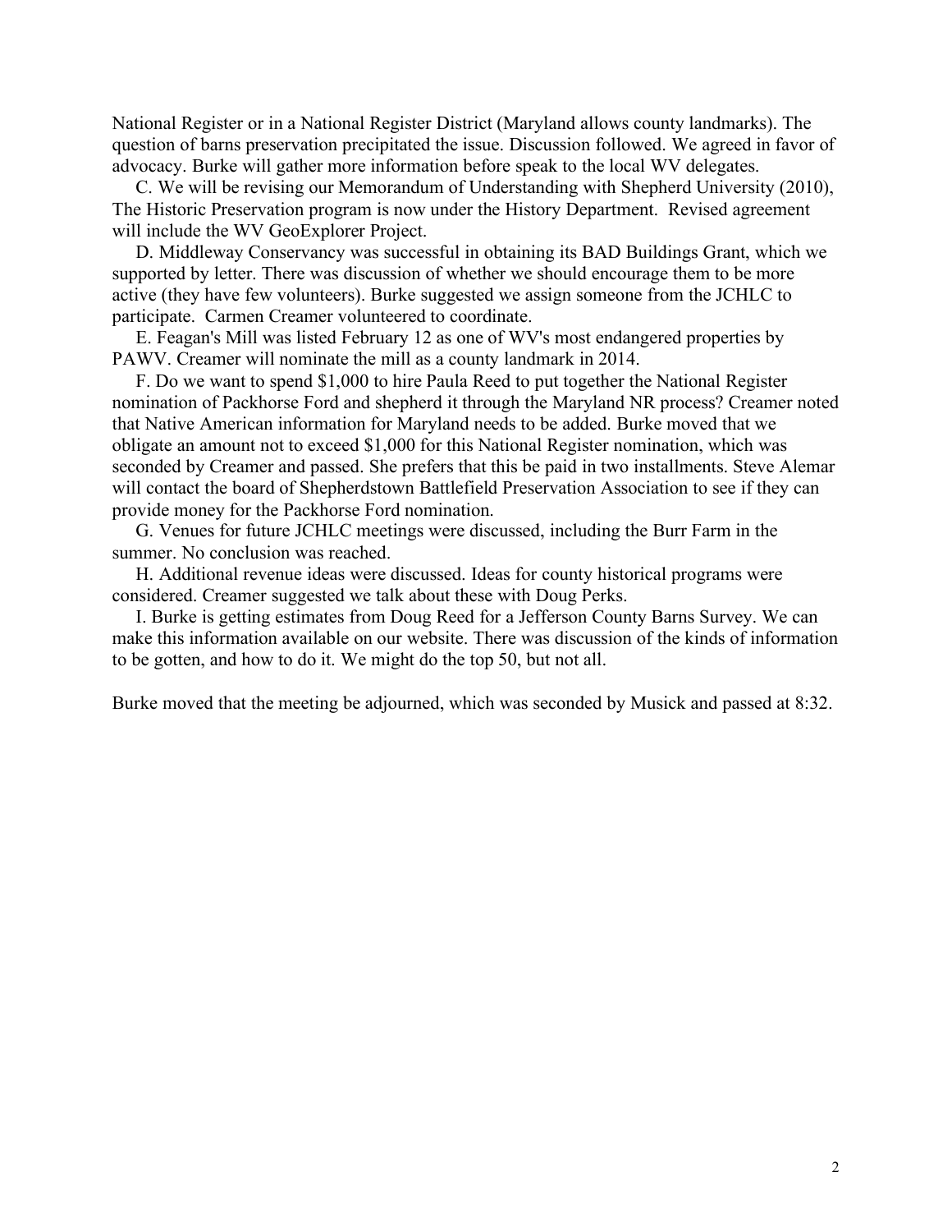National Register or in a National Register District (Maryland allows county landmarks). The question of barns preservation precipitated the issue. Discussion followed. We agreed in favor of advocacy. Burke will gather more information before speak to the local WV delegates.

C. We will be revising our Memorandum of Understanding with Shepherd University (2010), The Historic Preservation program is now under the History Department.  Revised agreement will include the WV GeoExplorer Project.

D. Middleway Conservancy was successful in obtaining its BAD Buildings Grant, which we supported by letter. There was discussion of whether we should encourage them to be more active (they have few volunteers). Burke suggested we assign someone from the JCHLC to participate.  Carmen Creamer volunteered to coordinate.

E. Feagan's Mill was listed February 12 as one of WV's most endangered properties by PAWV. Creamer will nominate the mill as a county landmark in 2014.

F. Do we want to spend $1,000 to hire Paula Reed to put together the National Register nomination of Packhorse Ford and shepherd it through the Maryland NR process? Creamer noted that Native American information for Maryland needs to be added. Burke moved that we obligate an amount not to exceed $1,000 for this National Register nomination, which was seconded by Creamer and passed. She prefers that this be paid in two installments. Steve Alemar will contact the board of Shepherdstown Battlefield Preservation Association to see if they can provide money for the Packhorse Ford nomination.

G. Venues for future JCHLC meetings were discussed, including the Burr Farm in the summer. No conclusion was reached.

H. Additional revenue ideas were discussed. Ideas for county historical programs were considered. Creamer suggested we talk about these with Doug Perks.

I. Burke is getting estimates from Doug Reed for a Jefferson County Barns Survey. We can make this information available on our website. There was discussion of the kinds of information to be gotten, and how to do it. We might do the top 50, but not all.

Burke moved that the meeting be adjourned, which was seconded by Musick and passed at 8:32.